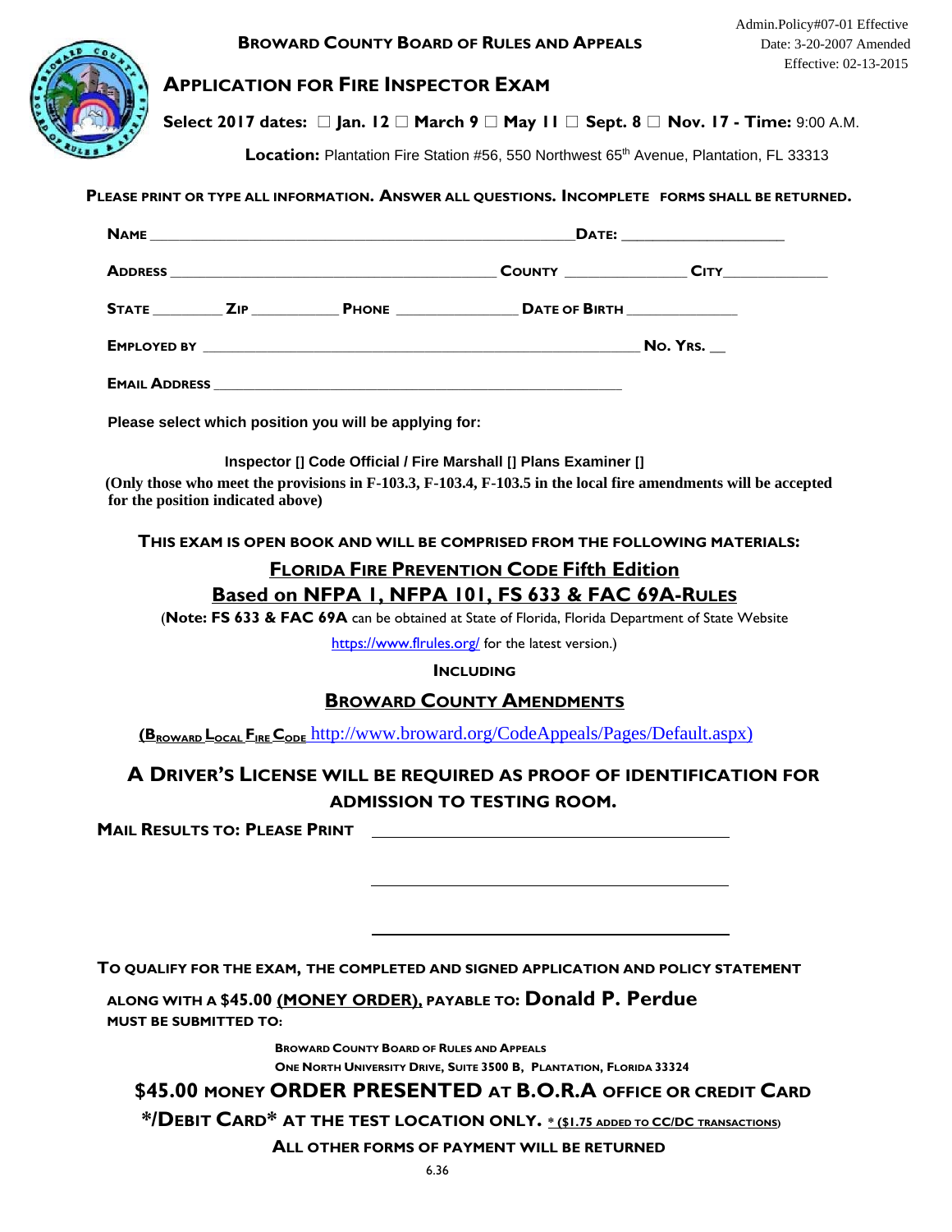Admin.Policy#07-01 Effective Date: 3-20-2007 Amended Effective: 02-13-2015

# BROWARD COUNTY BOARD OF RULES AND APPEALS

## APPLICATION FOR FIRE INSPECTOR EXAM

**Select 2017 dates:** ☐ **Jan. 12** ☐ **March 9** ☐ **May 11** ☐ **Sept. 8** ☐ **Nov. 17 - Time:** 9:00 A.M.

**Location:** Plantation Fire Station #56, 550 Northwest 65th Avenue, Plantation, FL 33313

**PLEASE PRINT OR TYPE ALL INFORMATION. ANSWER ALL QUESTIONS. INCOMPLETE FORMS SHALL BE RETURNED.**

**NAME** ______________________________________________ **DATE:** ___________________

**ADDRESS** ____________________________________ **COUNTY** ______________ **CITY** ____________

**STATE** ________ **ZIP** ___________ **PHONE** _______________ **DATE OF BIRTH** ______________

**EMPLOYED BY** ________________________________________________ **NO. YRS.** __

**EMAIL ADDRESS** _____________________________________________

**Please select which position you will be applying for:**

**Inspector [] Code Official / Fire Marshall [] Plans Examiner []**

**(Only those who meet the provisions in F-103.3, F-103.4, F-103.5 in the local fire amendments will be accepted for the position indicated above)**

**THIS EXAM IS OPEN BOOK AND WILL BE COMPRISED FROM THE FOLLOWING MATERIALS:**

**FLORIDA FIRE PREVENTION CODE Fifth Edition**

**Based on NFPA 1, NFPA 101, FS 633 & FAC 69A-RULES**

(**Note: FS 633 & FAC 69A** can be obtained at State of Florida, Florida Department of State Website https://www.flrules.org/ for the latest version.)

**INCLUDING**

**BROWARD COUNTY AMENDMENTS**

(BROWARD LOCAL FIRE CODE http://www.broward.org/CodeAppeals/Pages/Default.aspx)

**A DRIVER'S LICENSE WILL BE REQUIRED AS PROOF OF IDENTIFICATION FOR ADMISSION TO TESTING ROOM.**

**MAIL RESULTS TO: PLEASE PRINT** ________________________________________

________________________________________

________________________________________

**TO QUALIFY FOR THE EXAM, THE COMPLETED AND SIGNED APPLICATION AND POLICY STATEMENT ALONG WITH A $45.00 (MONEY ORDER), PAYABLE TO: Donald P. Perdue MUST BE SUBMITTED TO:**

**BROWARD COUNTY BOARD OF RULES AND APPEALS**
**ONE NORTH UNIVERSITY DRIVE, SUITE 3500 B, PLANTATION, FLORIDA 33324**

**$45.00 MONEY ORDER PRESENTED AT B.O.R.A OFFICE OR CREDIT CARD \*/DEBIT CARD\* AT THE TEST LOCATION ONLY.** * ($1.75 ADDED TO CC/DC TRANSACTIONS)

**ALL OTHER FORMS OF PAYMENT WILL BE RETURNED**

6.36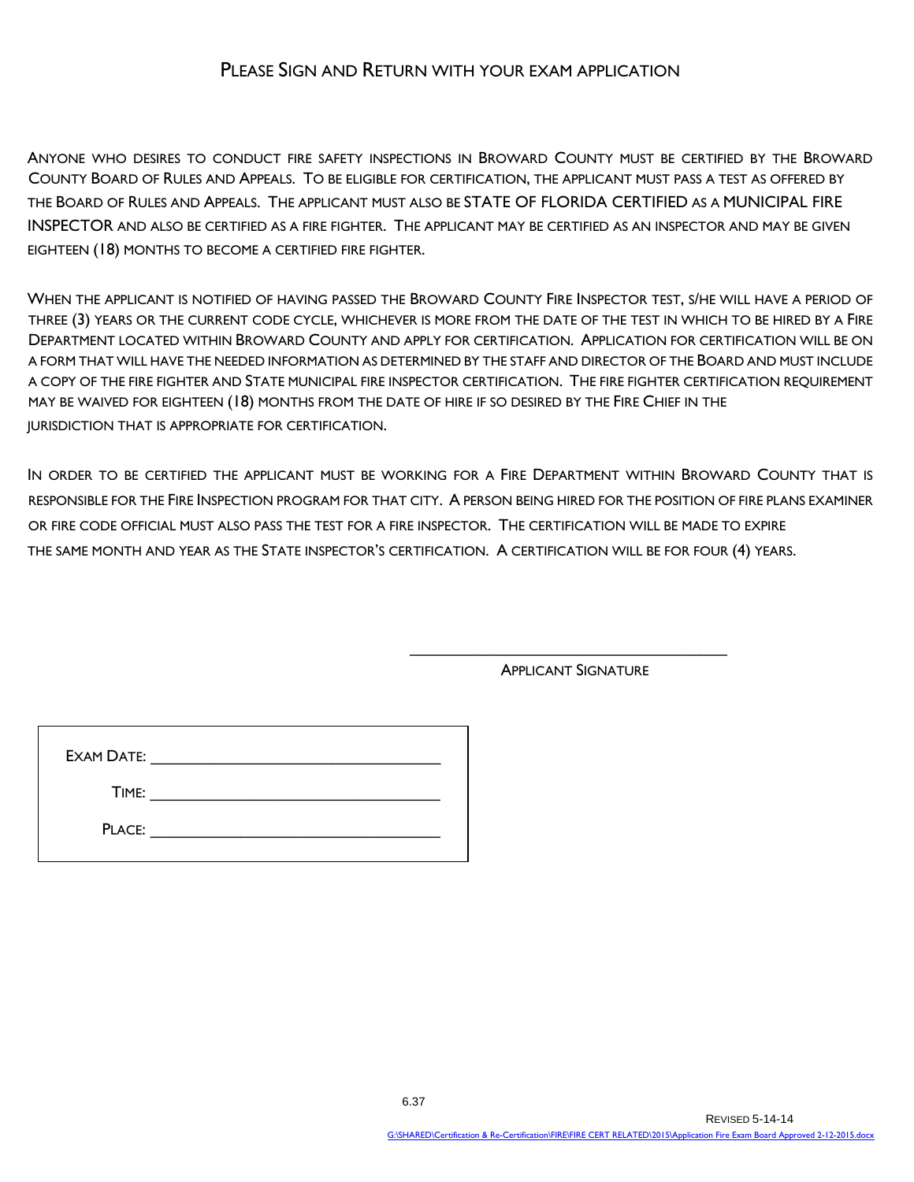## Please Sign and Return with your exam application

Anyone who desires to conduct fire safety inspections in Broward County must be certified by the Broward County Board of Rules and Appeals. To be eligible for certification, the applicant must pass a test as offered by the Board of Rules and Appeals. The applicant must also be STATE OF FLORIDA CERTIFIED as a MUNICIPAL FIRE INSPECTOR and also be certified as a fire fighter. The applicant may be certified as an inspector and may be given eighteen (18) months to become a certified fire fighter.

When the applicant is notified of having passed the Broward County Fire Inspector test, s/he will have a period of three (3) years or the current code cycle, whichever is more from the date of the test in which to be hired by a Fire Department located within Broward County and apply for certification. Application for certification will be on a form that will have the needed information as determined by the staff and director of the Board and must include a copy of the fire fighter and State municipal fire inspector certification. The fire fighter certification requirement may be waived for eighteen (18) months from the date of hire if so desired by the Fire Chief in the jurisdiction that is appropriate for certification.

In order to be certified the applicant must be working for a Fire Department within Broward County that is responsible for the Fire Inspection program for that city. A person being hired for the position of fire plans examiner or fire code official must also pass the test for a fire inspector. The certification will be made to expire the same month and year as the State inspector's certification. A certification will be for four (4) years.

\_\_\_\_\_\_\_\_\_\_\_\_\_\_\_\_\_\_\_\_\_\_\_\_\_\_\_\_\_\_\_\_\_\_\_\_\_\_\_\_

Applicant Signature

Exam Date: \_\_\_\_\_\_\_\_\_\_\_\_\_\_\_\_\_\_\_\_\_\_\_\_\_\_\_\_\_\_\_\_

Time: \_\_\_\_\_\_\_\_\_\_\_\_\_\_\_\_\_\_\_\_\_\_\_\_\_\_\_\_\_\_\_\_

Place: \_\_\_\_\_\_\_\_\_\_\_\_\_\_\_\_\_\_\_\_\_\_\_\_\_\_\_\_\_\_\_\_

6.37

Revised 5-14-14

G:\SHARED\Certification & Re-Certification\FIRE\FIRE CERT RELATED\2015\Application Fire Exam Board Approved 2-12-2015.docx